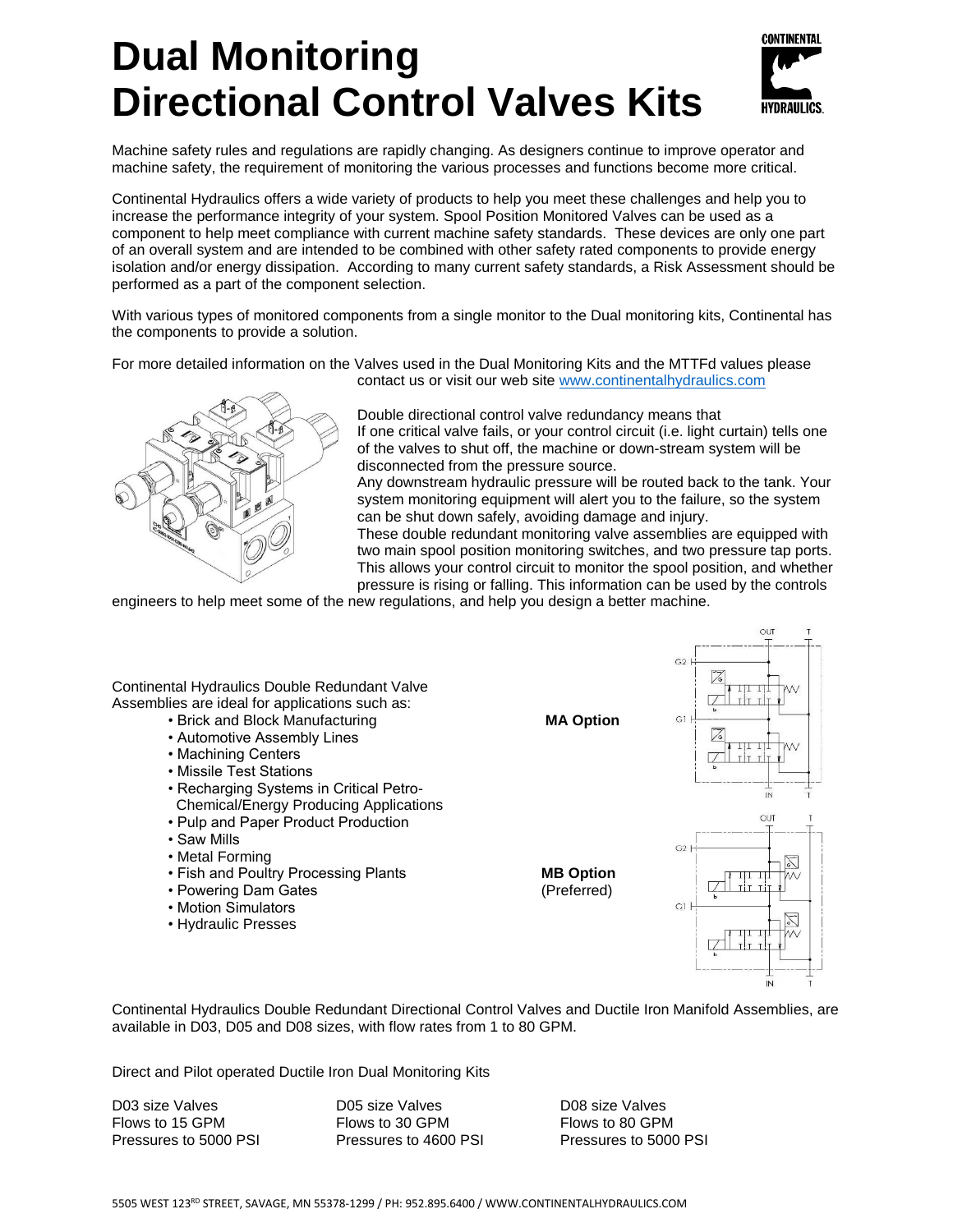# Dual Monitoring Directional Control Valves Kits

Machine safety rules and regulations are rapidly changing. As designers continue to improve operator and machine safety, the requirement of monitoring the various processes and functions become more critical.

Continental Hydraulics offers a wide variety of products to help you meet these challenges and help you to increase the performance integrity of your system. Spool Position Monitored Valves can be used as a component to help meet compliance with current machine safety standards. These devices are only one part of an overall system and are intended to be combined with other safety rated components to provide energy isolation and/or energy dissipation. According to many current safety standards, a Risk Assessment should be performed as a part of the component selection.

With various types of monitored components from a single monitor to the Dual monitoring kits, Continental has the components to provide a solution.

For more detailed information on the Valves used in the Dual Monitoring Kits and the MTTFd values please contact us or visit our web site www.continentalhydraulics.com

Double directional control valve redundancy means that If one critical valve fails, or your control circuit (i.e. light curtain) tells one of the valves to shut off, the machine or down-stream system will be disconnected from the pressure source.
Any downstream hydraulic pressure will be routed back to the tank. Your system monitoring equipment will alert you to the failure, so the system can be shut down safely, avoiding damage and injury.
These double redundant monitoring valve assemblies are equipped with two main spool position monitoring switches, and two pressure tap ports. This allows your control circuit to monitor the spool position, and whether pressure is rising or falling. This information can be used by the controls engineers to help meet some of the new regulations, and help you design a better machine.

Continental Hydraulics Double Redundant Valve Assemblies are ideal for applications such as:

- Brick and Block Manufacturing
- Automotive Assembly Lines
- Machining Centers
- Missile Test Stations
- Recharging Systems in Critical Petro-Chemical/Energy Producing Applications
- Pulp and Paper Product Production
- Saw Mills
- Metal Forming
- Fish and Poultry Processing Plants
- Powering Dam Gates
- Motion Simulators
- Hydraulic Presses

**MA Option**

**MB Option**
(Preferred)

Continental Hydraulics Double Redundant Directional Control Valves and Ductile Iron Manifold Assemblies, are available in D03, D05 and D08 sizes, with flow rates from 1 to 80 GPM.

Direct and Pilot operated Ductile Iron Dual Monitoring Kits

| D03 size Valves | D05 size Valves | D08 size Valves |
|---|---|---|
| Flows to 15 GPM | Flows to 30 GPM | Flows to 80 GPM |
| Pressures to 5000 PSI | Pressures to 4600 PSI | Pressures to 5000 PSI |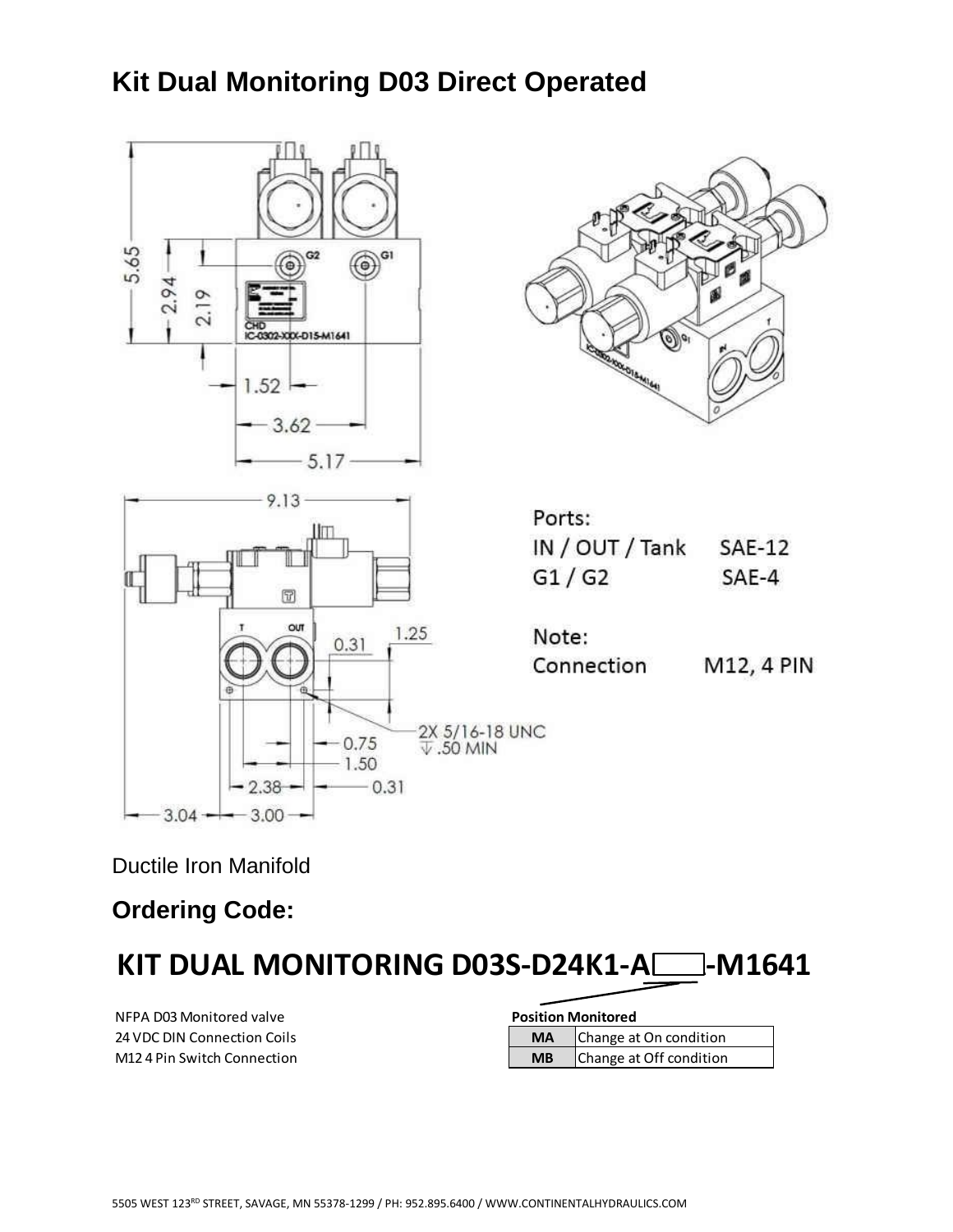# Kit Dual Monitoring D03 Direct Operated

Ports:

IN / OUT / Tank SAE-12

G1 / G2 SAE-4

Note:

Connection M12, 4 PIN

Ductile Iron Manifold

## Ordering Code:

## KIT DUAL MONITORING D03S-D24K1-A[ ]-M1641

NFPA D03 Monitored valve
24 VDC DIN Connection Coils
M12 4 Pin Switch Connection

| **Position Monitored** | |
|---|---|
| **MA** | Change at On condition |
| **MB** | Change at Off condition |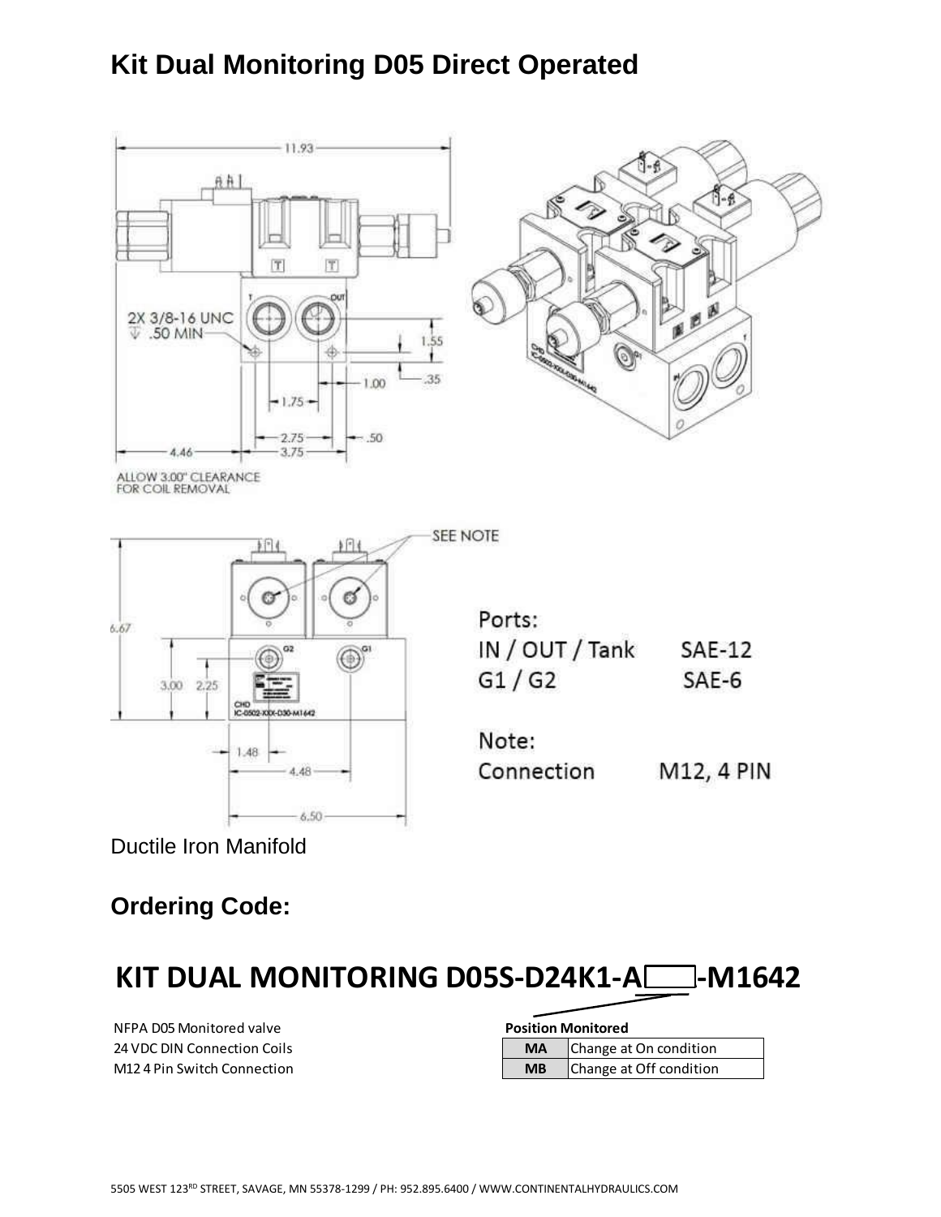# Kit Dual Monitoring D05 Direct Operated

Ports:

| | |
|---|---|
| IN / OUT / Tank | SAE-12 |
| G1 / G2 | SAE-6 |

Note:

| | |
|---|---|
| Connection | M12, 4 PIN |

Ductile Iron Manifold

## Ordering Code:

## KIT DUAL MONITORING D05S-D24K1-A____-M1642

NFPA D05 Monitored valve
24 VDC DIN Connection Coils
M12 4 Pin Switch Connection

**Position Monitored**

| | |
|---|---|
| **MA** | Change at On condition |
| **MB** | Change at Off condition |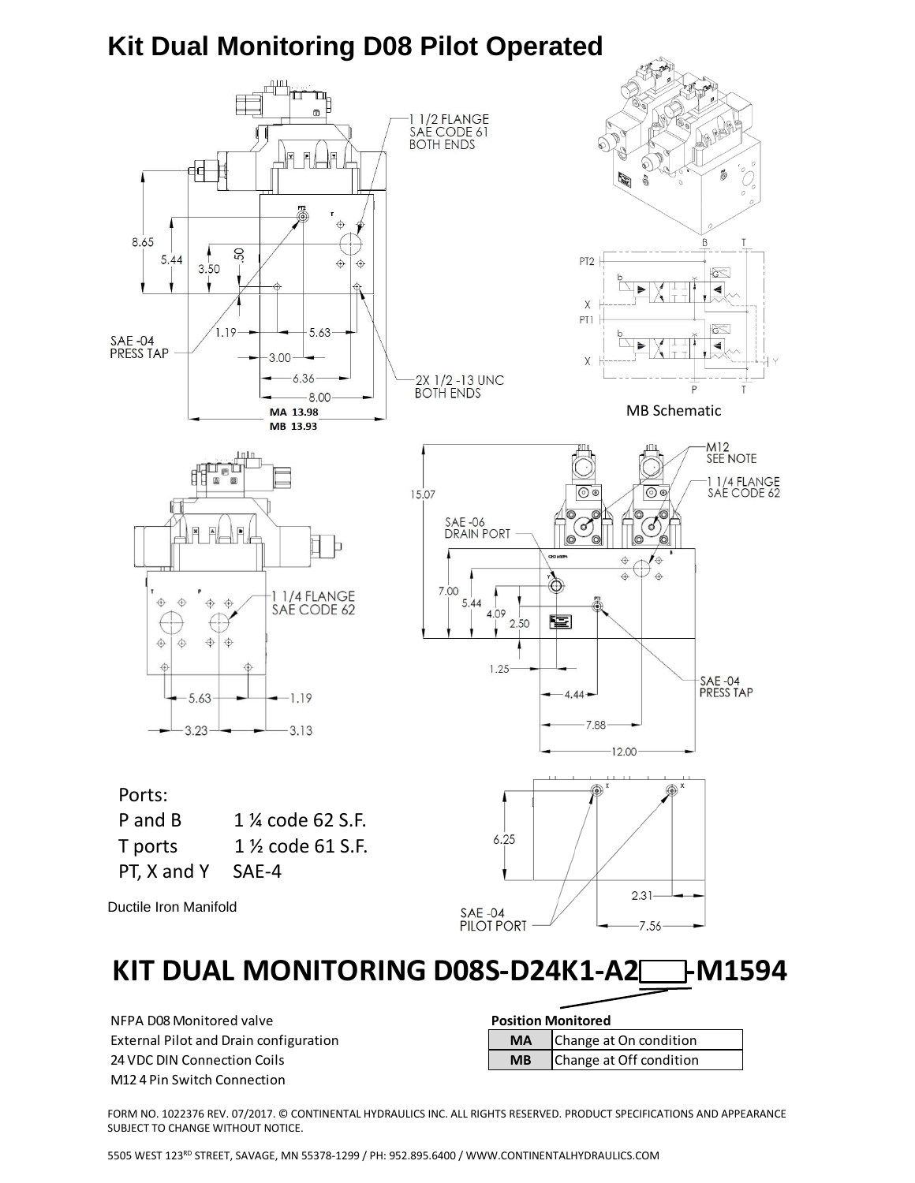# Kit Dual Monitoring D08 Pilot Operated

1 1/2 FLANGE SAE CODE 61 BOTH ENDS

8.65
5.44
3.50
.50
1.19
5.63
3.00
6.36
8.00
MA 13.98
MB 13.93

SAE -04 PRESS TAP

2X 1/2 -13 UNC BOTH ENDS

PT2
X
PT1
X
B
T
P
T
Y

MB Schematic

1 1/4 FLANGE SAE CODE 62

5.63
1.19
3.23
3.13

15.07

M12 SEE NOTE

1 1/4 FLANGE SAE CODE 62

SAE -06 DRAIN PORT

7.00
5.44
4.09
2.50
1.25
4.44
7.88
12.00

SAE -04 PRESS TAP

Ports:

| | |
|---|---|
| P and B | 1 ¼ code 62 S.F. |
| T ports | 1 ½ code 61 S.F. |
| PT, X and Y | SAE-4 |

Ductile Iron Manifold

6.25
2.31
7.56

SAE -04 PILOT PORT

# KIT DUAL MONITORING D08S-D24K1-A2[ ]-M1594

NFPA D08 Monitored valve
External Pilot and Drain configuration
24 VDC DIN Connection Coils
M12 4 Pin Switch Connection

**Position Monitored**

| | |
|---|---|
| **MA** | Change at On condition |
| **MB** | Change at Off condition |

FORM NO. 1022376 REV. 07/2017. © CONTINENTAL HYDRAULICS INC. ALL RIGHTS RESERVED. PRODUCT SPECIFICATIONS AND APPEARANCE SUBJECT TO CHANGE WITHOUT NOTICE.

5505 WEST 123RD STREET, SAVAGE, MN 55378-1299 / PH: 952.895.6400 / WWW.CONTINENTALHYDRAULICS.COM